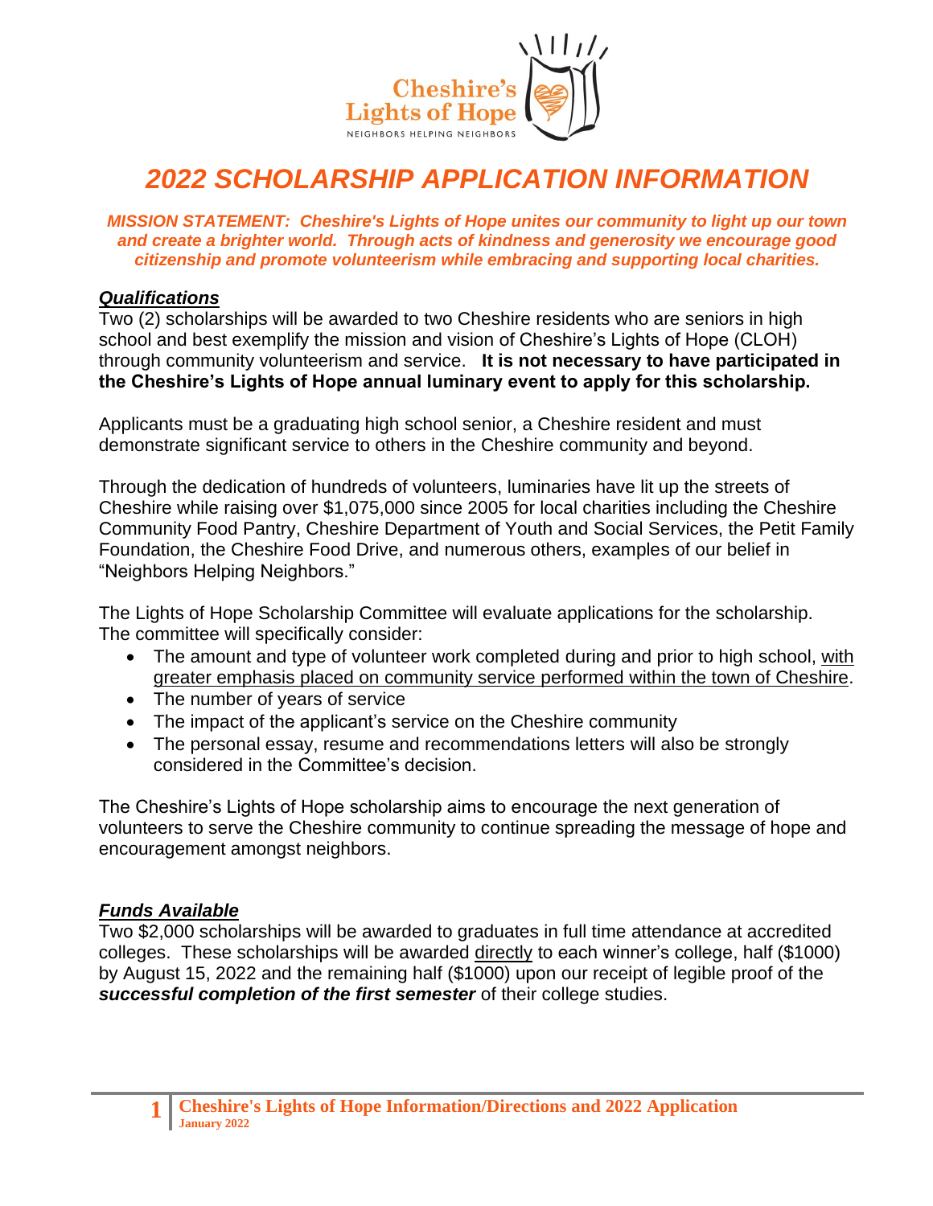# *2022 SCHOLARSHIP APPLICATION INFORMATION*

***MISSION STATEMENT: Cheshire's Lights of Hope unites our community to light up our town and create a brighter world. Through acts of kindness and generosity we encourage good citizenship and promote volunteerism while embracing and supporting local charities.***

## ***Qualifications***

Two (2) scholarships will be awarded to two Cheshire residents who are seniors in high school and best exemplify the mission and vision of Cheshire's Lights of Hope (CLOH) through community volunteerism and service. **It is not necessary to have participated in the Cheshire's Lights of Hope annual luminary event to apply for this scholarship.**

Applicants must be a graduating high school senior, a Cheshire resident and must demonstrate significant service to others in the Cheshire community and beyond.

Through the dedication of hundreds of volunteers, luminaries have lit up the streets of Cheshire while raising over $1,075,000 since 2005 for local charities including the Cheshire Community Food Pantry, Cheshire Department of Youth and Social Services, the Petit Family Foundation, the Cheshire Food Drive, and numerous others, examples of our belief in "Neighbors Helping Neighbors."

The Lights of Hope Scholarship Committee will evaluate applications for the scholarship. The committee will specifically consider:

- The amount and type of volunteer work completed during and prior to high school, <u>with greater emphasis placed on community service performed within the town of Cheshire</u>.
- The number of years of service
- The impact of the applicant's service on the Cheshire community
- The personal essay, resume and recommendations letters will also be strongly considered in the Committee's decision.

The Cheshire's Lights of Hope scholarship aims to encourage the next generation of volunteers to serve the Cheshire community to continue spreading the message of hope and encouragement amongst neighbors.

## ***Funds Available***

Two $2,000 scholarships will be awarded to graduates in full time attendance at accredited colleges. These scholarships will be awarded <u>directly</u> to each winner's college, half ($1000) by August 15, 2022 and the remaining half ($1000) upon our receipt of legible proof of the ***successful completion of the first semester*** of their college studies.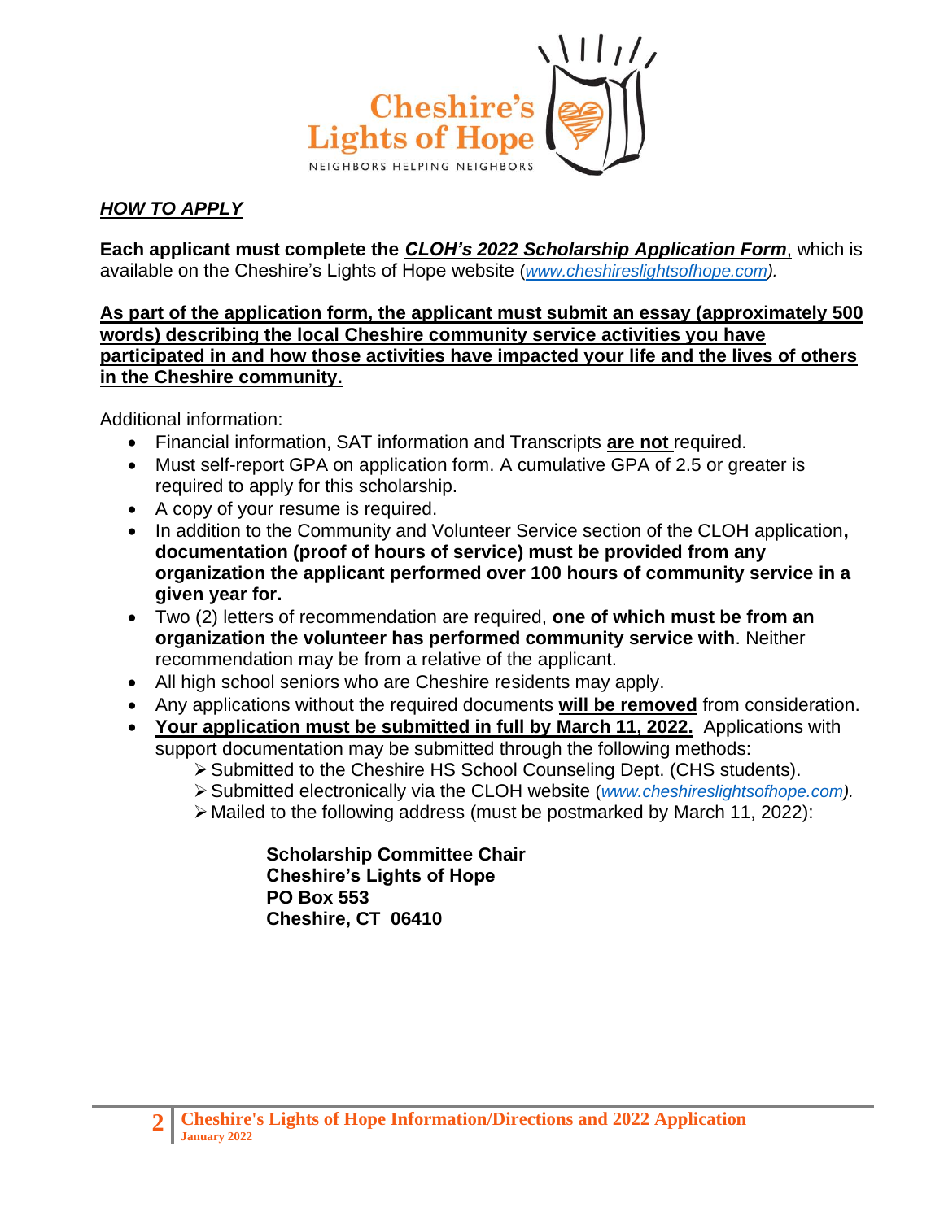Cheshire's Lights of Hope

NEIGHBORS HELPING NEIGHBORS

## ***HOW TO APPLY***

**Each applicant must complete the *CLOH's 2022 Scholarship Application Form***, which is available on the Cheshire's Lights of Hope website (*www.cheshireslightsofhope.com*).

**As part of the application form, the applicant must submit an essay (approximately 500 words) describing the local Cheshire community service activities you have participated in and how those activities have impacted your life and the lives of others in the Cheshire community.**

Additional information:

- Financial information, SAT information and Transcripts **are not** required.
- Must self-report GPA on application form. A cumulative GPA of 2.5 or greater is required to apply for this scholarship.
- A copy of your resume is required.
- In addition to the Community and Volunteer Service section of the CLOH application**, documentation (proof of hours of service) must be provided from any organization the applicant performed over 100 hours of community service in a given year for.**
- Two (2) letters of recommendation are required, **one of which must be from an organization the volunteer has performed community service with**. Neither recommendation may be from a relative of the applicant.
- All high school seniors who are Cheshire residents may apply.
- Any applications without the required documents **will be removed** from consideration.
- **Your application must be submitted in full by March 11, 2022.** Applications with support documentation may be submitted through the following methods:
  - Submitted to the Cheshire HS School Counseling Dept. (CHS students).
  - Submitted electronically via the CLOH website (*www.cheshireslightsofhope.com*).
  - Mailed to the following address (must be postmarked by March 11, 2022):

**Scholarship Committee Chair**
**Cheshire's Lights of Hope**
**PO Box 553**
**Cheshire, CT 06410**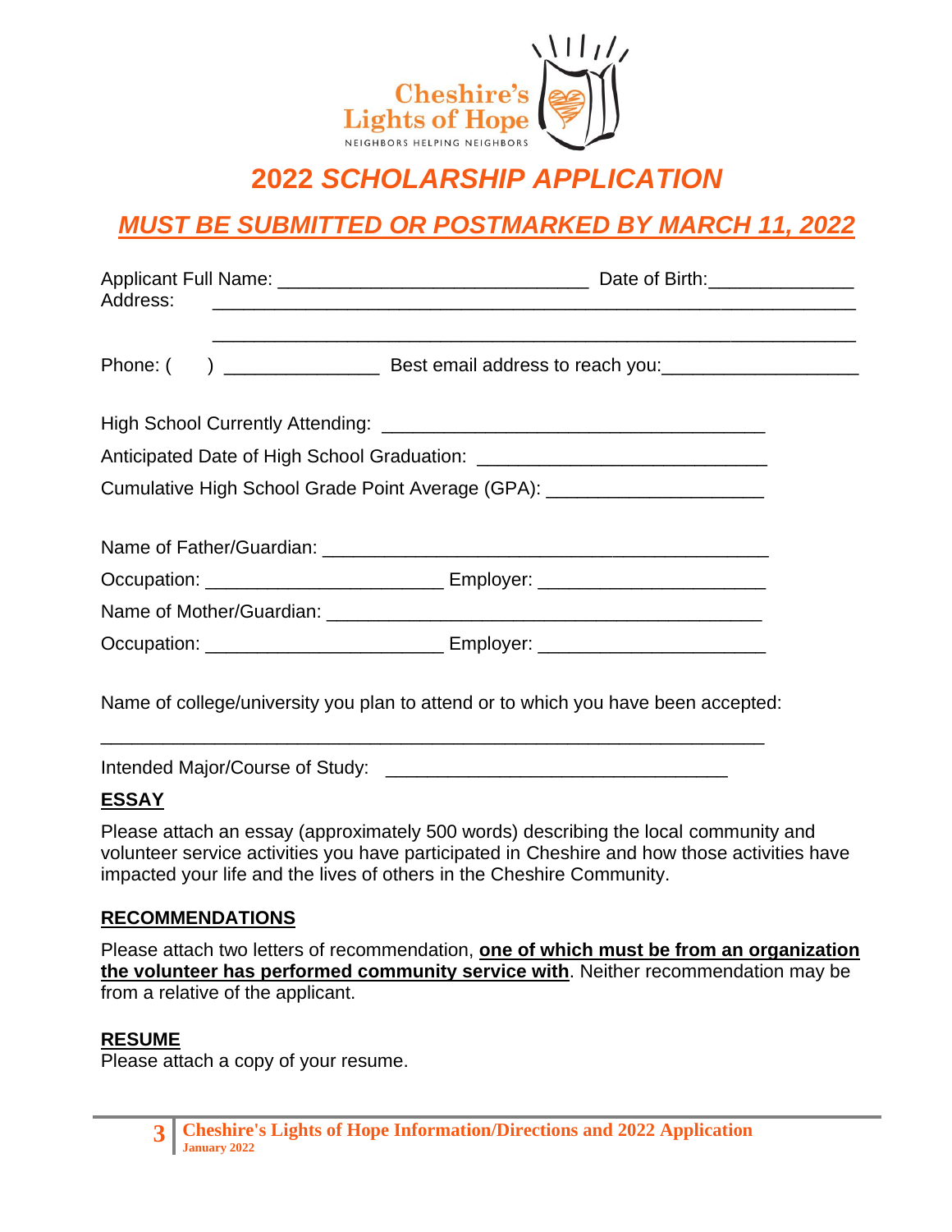Cheshire's Lights of Hope
NEIGHBORS HELPING NEIGHBORS

# 2022 SCHOLARSHIP APPLICATION

## *MUST BE SUBMITTED OR POSTMARKED BY MARCH 11, 2022*

Applicant Full Name: ______________________________ Date of Birth:______________
Address: _____________________________________________________________

_____________________________________________________________

Phone: (     ) _______________ Best email address to reach you:___________________

High School Currently Attending: ____________________________________

Anticipated Date of High School Graduation: ____________________________

Cumulative High School Grade Point Average (GPA): _____________________

Name of Father/Guardian: ____________________________________________

Occupation: ______________________ Employer: ______________________

Name of Mother/Guardian: ___________________________________________

Occupation: ______________________ Employer: ______________________

Name of college/university you plan to attend or to which you have been accepted:

_________________________________________________________________

Intended Major/Course of Study: _________________________________

### ESSAY

Please attach an essay (approximately 500 words) describing the local community and volunteer service activities you have participated in Cheshire and how those activities have impacted your life and the lives of others in the Cheshire Community.

### RECOMMENDATIONS

Please attach two letters of recommendation, **one of which must be from an organization the volunteer has performed community service with**. Neither recommendation may be from a relative of the applicant.

### RESUME

Please attach a copy of your resume.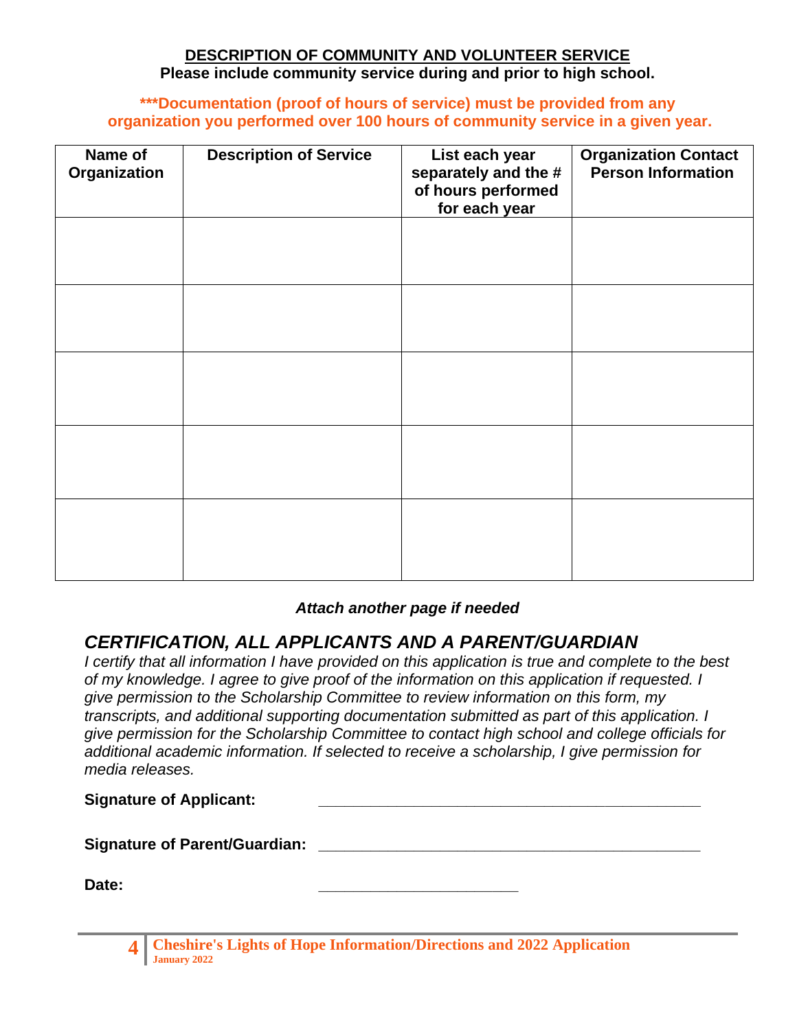## DESCRIPTION OF COMMUNITY AND VOLUNTEER SERVICE

**Please include community service during and prior to high school.**

**\*\*\*Documentation (proof of hours of service) must be provided from any organization you performed over 100 hours of community service in a given year.**

| Name of Organization | Description of Service | List each year separately and the # of hours performed for each year | Organization Contact Person Information |
|---|---|---|---|
| | | | |
| | | | |
| | | | |
| | | | |
| | | | |

***Attach another page if needed***

## *CERTIFICATION, ALL APPLICANTS AND A PARENT/GUARDIAN*

*I certify that all information I have provided on this application is true and complete to the best of my knowledge. I agree to give proof of the information on this application if requested. I give permission to the Scholarship Committee to review information on this form, my transcripts, and additional supporting documentation submitted as part of this application. I give permission for the Scholarship Committee to contact high school and college officials for additional academic information. If selected to receive a scholarship, I give permission for media releases.*

**Signature of Applicant:** ______________________________________________

**Signature of Parent/Guardian:** ______________________________________________

**Date:** ________________________